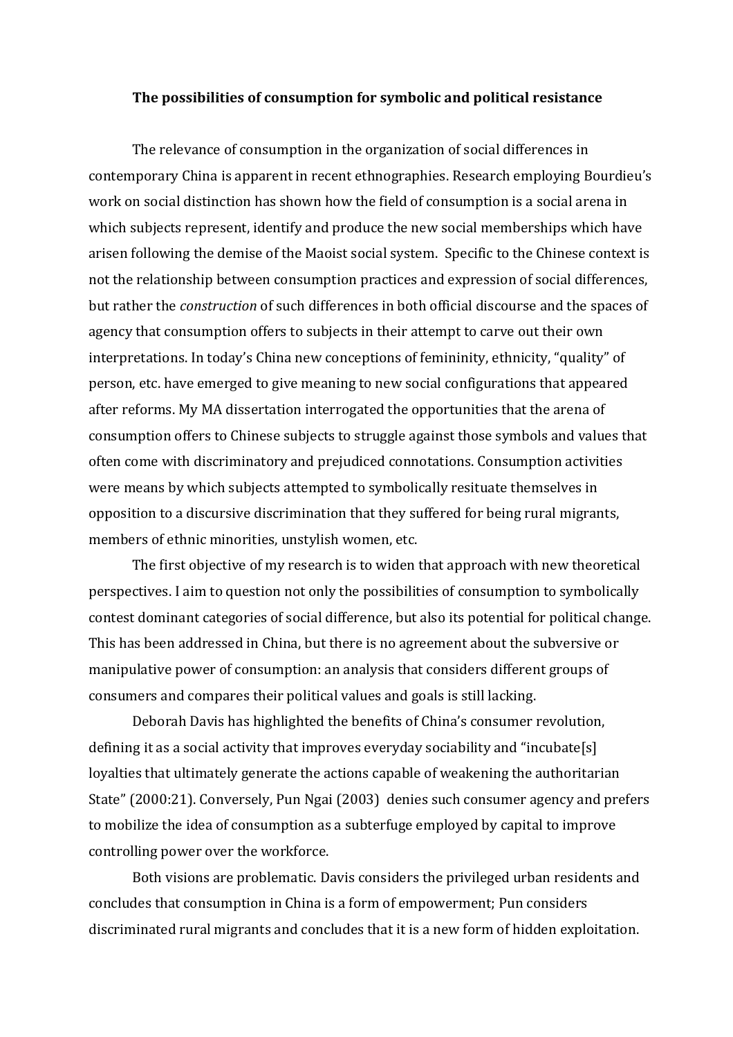# The possibilities of consumption for symbolic and political resistance

The relevance of consumption in the organization of social differences in contemporary China is apparent in recent ethnographies. Research employing Bourdieu's work on social distinction has shown how the field of consumption is a social arena in which subjects represent, identify and produce the new social memberships which have arisen following the demise of the Maoist social system. Specific to the Chinese context is not the relationship between consumption practices and expression of social differences, but rather the *construction* of such differences in both official discourse and the spaces of agency that consumption offers to subjects in their attempt to carve out their own interpretations. In today's China new conceptions of femininity, ethnicity, "quality" of person, etc. have emerged to give meaning to new social configurations that appeared after reforms. My MA dissertation interrogated the opportunities that the arena of consumption offers to Chinese subjects to struggle against those symbols and values that often come with discriminatory and prejudiced connotations. Consumption activities were means by which subjects attempted to symbolically resituate themselves in opposition to a discursive discrimination that they suffered for being rural migrants, members of ethnic minorities, unstylish women, etc.

The first objective of my research is to widen that approach with new theoretical perspectives. I aim to question not only the possibilities of consumption to symbolically contest dominant categories of social difference, but also its potential for political change. This has been addressed in China, but there is no agreement about the subversive or manipulative power of consumption: an analysis that considers different groups of consumers and compares their political values and goals is still lacking.

Deborah Davis has highlighted the benefits of China's consumer revolution, defining it as a social activity that improves everyday sociability and "incubate[s] loyalties that ultimately generate the actions capable of weakening the authoritarian State" (2000:21). Conversely, Pun Ngai (2003) denies such consumer agency and prefers to mobilize the idea of consumption as a subterfuge employed by capital to improve controlling power over the workforce.

Both visions are problematic. Davis considers the privileged urban residents and concludes that consumption in China is a form of empowerment; Pun considers discriminated rural migrants and concludes that it is a new form of hidden exploitation.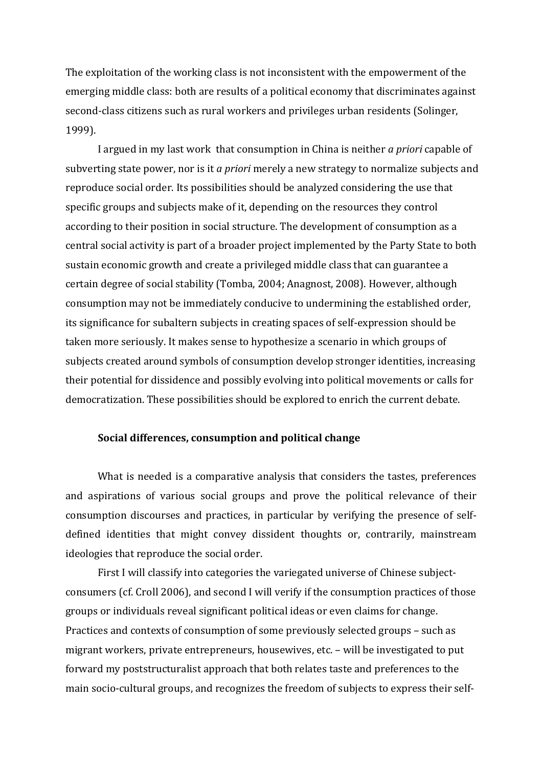The exploitation of the working class is not inconsistent with the empowerment of the emerging middle class: both are results of a political economy that discriminates against second-class citizens such as rural workers and privileges urban residents (Solinger, 1999).

I argued in my last work that consumption in China is neither *a priori* capable of subverting state power, nor is it *a priori* merely a new strategy to normalize subjects and reproduce social order. Its possibilities should be analyzed considering the use that specific groups and subjects make of it, depending on the resources they control according to their position in social structure. The development of consumption as a central social activity is part of a broader project implemented by the Party State to both sustain economic growth and create a privileged middle class that can guarantee a certain degree of social stability (Tomba, 2004; Anagnost, 2008). However, although consumption may not be immediately conducive to undermining the established order, its significance for subaltern subjects in creating spaces of self-expression should be taken more seriously. It makes sense to hypothesize a scenario in which groups of subjects created around symbols of consumption develop stronger identities, increasing their potential for dissidence and possibly evolving into political movements or calls for democratization. These possibilities should be explored to enrich the current debate.

### Social differences, consumption and political change

What is needed is a comparative analysis that considers the tastes, preferences and aspirations of various social groups and prove the political relevance of their consumption discourses and practices, in particular by verifying the presence of self-defined identities that might convey dissident thoughts or, contrarily, mainstream ideologies that reproduce the social order.

First I will classify into categories the variegated universe of Chinese subject-consumers (cf. Croll 2006), and second I will verify if the consumption practices of those groups or individuals reveal significant political ideas or even claims for change. Practices and contexts of consumption of some previously selected groups – such as migrant workers, private entrepreneurs, housewives, etc. – will be investigated to put forward my poststructuralist approach that both relates taste and preferences to the main socio-cultural groups, and recognizes the freedom of subjects to express their self-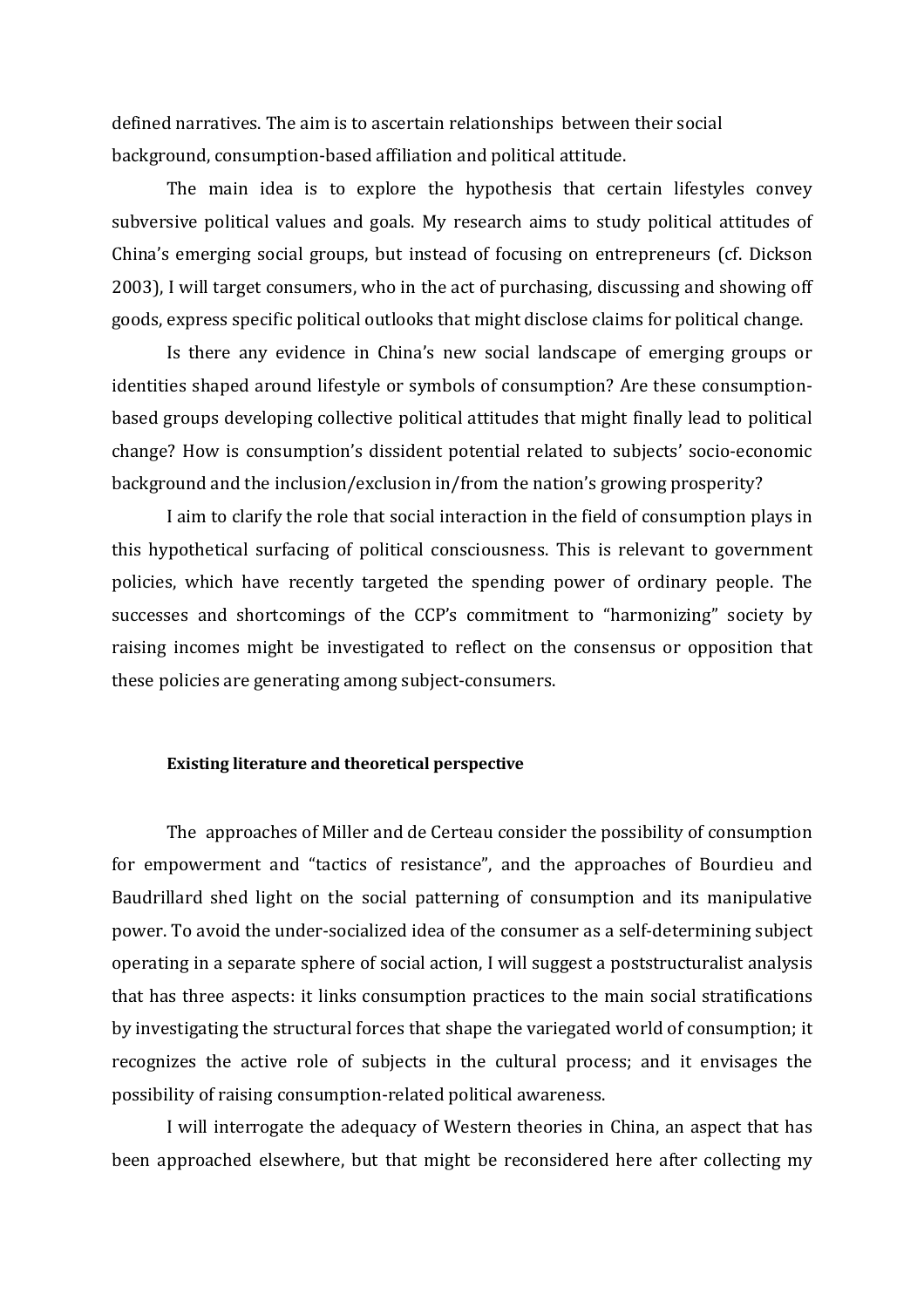defined narratives. The aim is to ascertain relationships between their social background, consumption-based affiliation and political attitude.

The main idea is to explore the hypothesis that certain lifestyles convey subversive political values and goals. My research aims to study political attitudes of China's emerging social groups, but instead of focusing on entrepreneurs (cf. Dickson 2003), I will target consumers, who in the act of purchasing, discussing and showing off goods, express specific political outlooks that might disclose claims for political change.

Is there any evidence in China's new social landscape of emerging groups or identities shaped around lifestyle or symbols of consumption? Are these consumption-based groups developing collective political attitudes that might finally lead to political change? How is consumption's dissident potential related to subjects' socio-economic background and the inclusion/exclusion in/from the nation's growing prosperity?

I aim to clarify the role that social interaction in the field of consumption plays in this hypothetical surfacing of political consciousness. This is relevant to government policies, which have recently targeted the spending power of ordinary people. The successes and shortcomings of the CCP's commitment to "harmonizing" society by raising incomes might be investigated to reflect on the consensus or opposition that these policies are generating among subject-consumers.

### Existing literature and theoretical perspective

The approaches of Miller and de Certeau consider the possibility of consumption for empowerment and "tactics of resistance", and the approaches of Bourdieu and Baudrillard shed light on the social patterning of consumption and its manipulative power. To avoid the under-socialized idea of the consumer as a self-determining subject operating in a separate sphere of social action, I will suggest a poststructuralist analysis that has three aspects: it links consumption practices to the main social stratifications by investigating the structural forces that shape the variegated world of consumption; it recognizes the active role of subjects in the cultural process; and it envisages the possibility of raising consumption-related political awareness.

I will interrogate the adequacy of Western theories in China, an aspect that has been approached elsewhere, but that might be reconsidered here after collecting my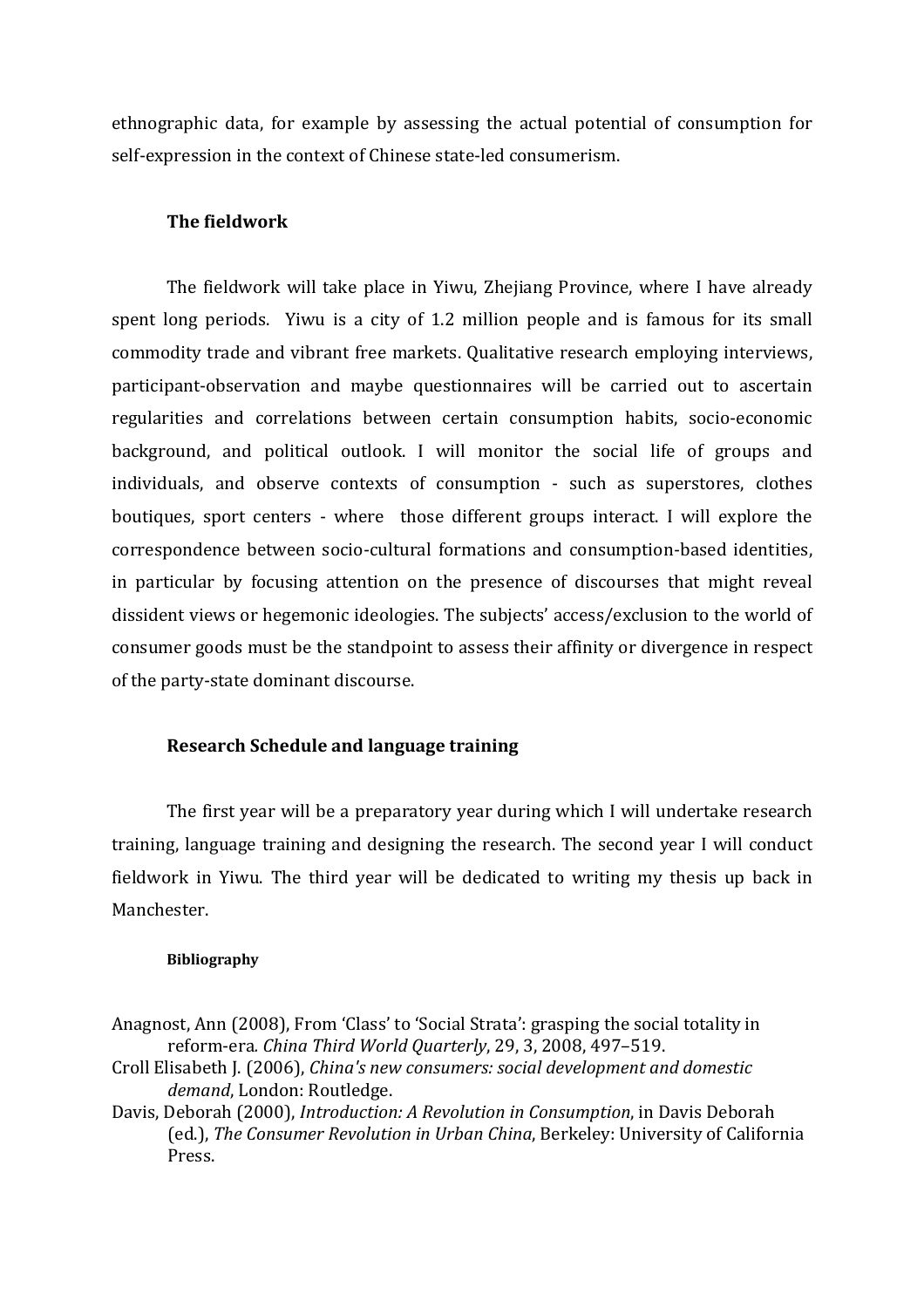ethnographic data, for example by assessing the actual potential of consumption for self-expression in the context of Chinese state-led consumerism.

### The fieldwork

The fieldwork will take place in Yiwu, Zhejiang Province, where I have already spent long periods. Yiwu is a city of 1.2 million people and is famous for its small commodity trade and vibrant free markets. Qualitative research employing interviews, participant-observation and maybe questionnaires will be carried out to ascertain regularities and correlations between certain consumption habits, socio-economic background, and political outlook. I will monitor the social life of groups and individuals, and observe contexts of consumption - such as superstores, clothes boutiques, sport centers - where those different groups interact. I will explore the correspondence between socio-cultural formations and consumption-based identities, in particular by focusing attention on the presence of discourses that might reveal dissident views or hegemonic ideologies. The subjects' access/exclusion to the world of consumer goods must be the standpoint to assess their affinity or divergence in respect of the party-state dominant discourse.

### Research Schedule and language training

The first year will be a preparatory year during which I will undertake research training, language training and designing the research. The second year I will conduct fieldwork in Yiwu. The third year will be dedicated to writing my thesis up back in Manchester.

#### Bibliography

Anagnost, Ann (2008), From 'Class' to 'Social Strata': grasping the social totality in reform-era. *China Third World Quarterly*, 29, 3, 2008, 497–519.

Croll Elisabeth J. (2006), *China's new consumers: social development and domestic demand*, London: Routledge.

Davis, Deborah (2000), *Introduction: A Revolution in Consumption*, in Davis Deborah (ed.), *The Consumer Revolution in Urban China*, Berkeley: University of California Press.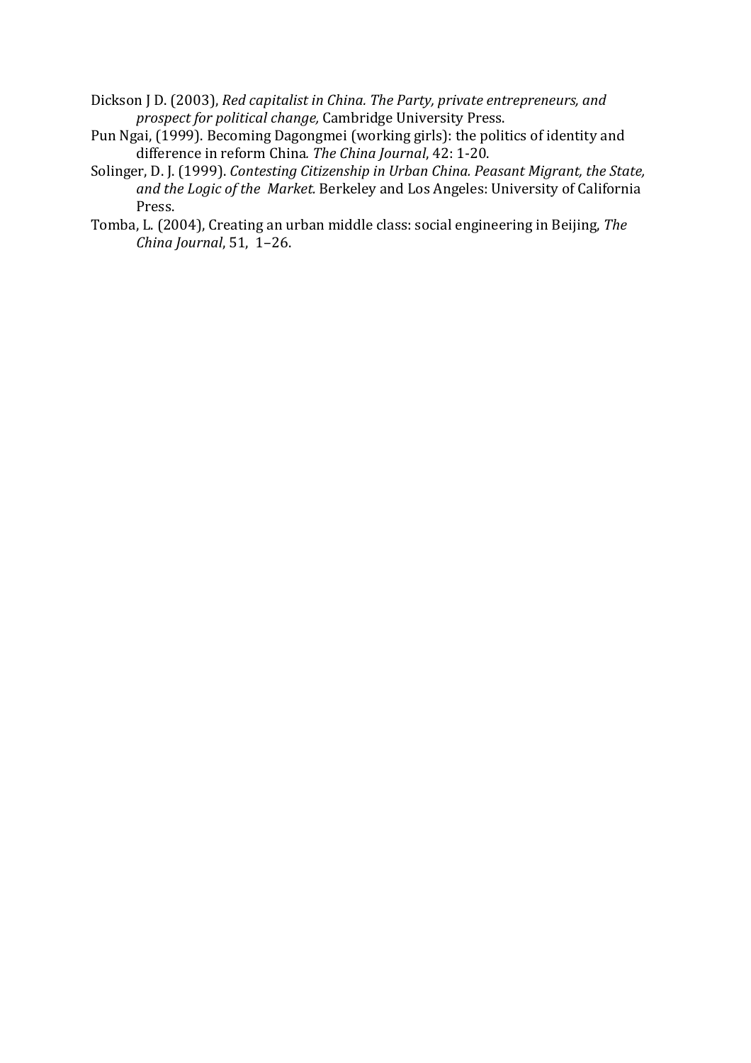Dickson J D. (2003), *Red capitalist in China. The Party, private entrepreneurs, and prospect for political change,* Cambridge University Press.

Pun Ngai, (1999). Becoming Dagongmei (working girls): the politics of identity and difference in reform China*. The China Journal*, 42: 1-20.

Solinger, D. J. (1999). *Contesting Citizenship in Urban China. Peasant Migrant, the State, and the Logic of the Market.* Berkeley and Los Angeles: University of California Press.

Tomba, L. (2004), Creating an urban middle class: social engineering in Beijing, *The China Journal*, 51, 1–26.